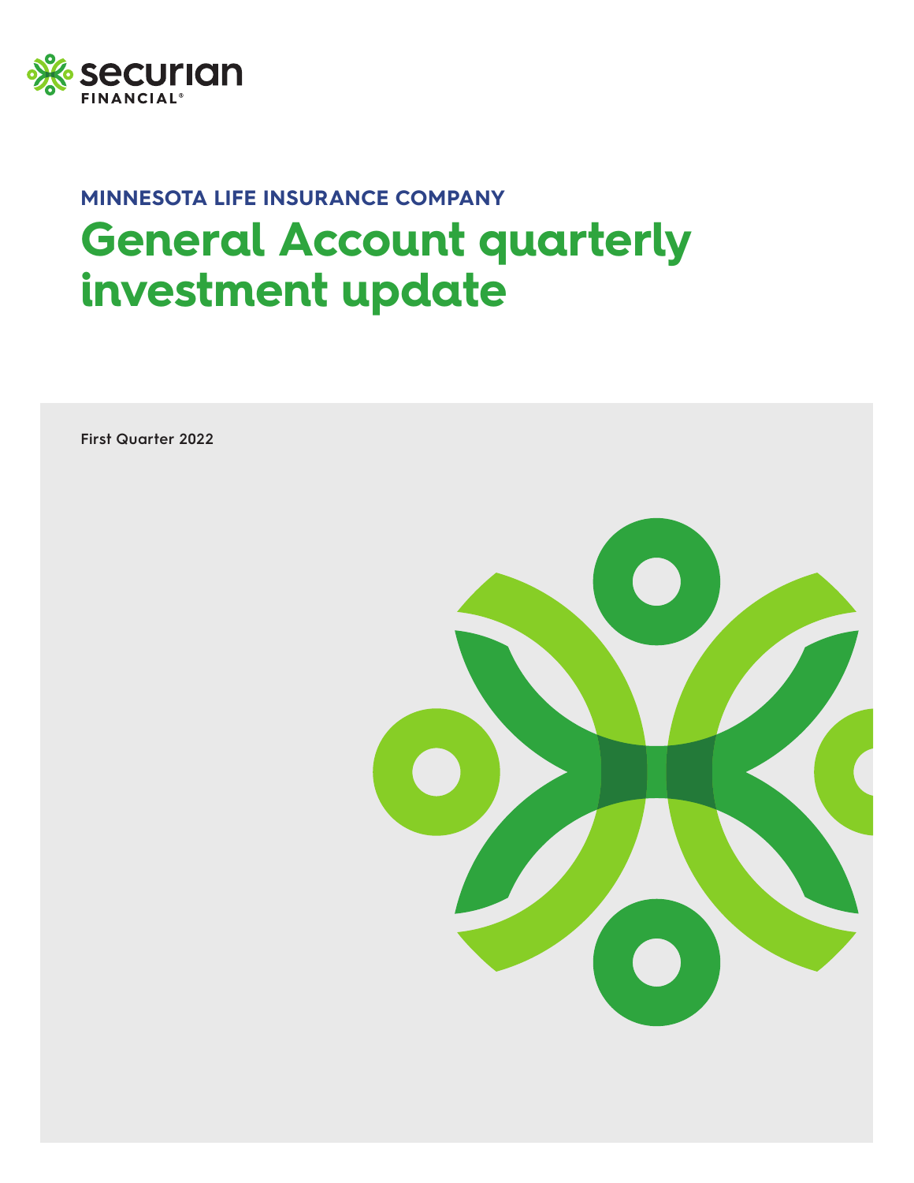securian FINANCIAL®

## MINNESOTA LIFE INSURANCE COMPANY

# General Account quarterly investment update

First Quarter 2022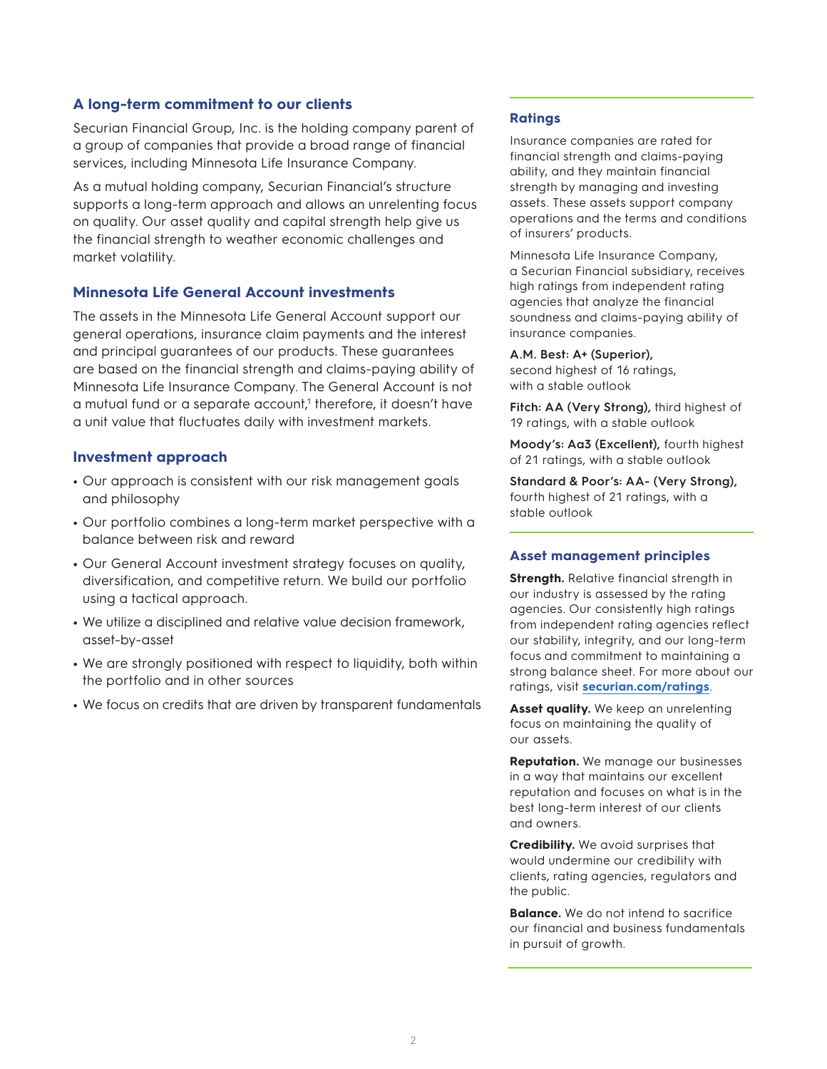## A long-term commitment to our clients

Securian Financial Group, Inc. is the holding company parent of a group of companies that provide a broad range of financial services, including Minnesota Life Insurance Company.

As a mutual holding company, Securian Financial's structure supports a long-term approach and allows an unrelenting focus on quality. Our asset quality and capital strength help give us the financial strength to weather economic challenges and market volatility.

## Minnesota Life General Account investments

The assets in the Minnesota Life General Account support our general operations, insurance claim payments and the interest and principal guarantees of our products. These guarantees are based on the financial strength and claims-paying ability of Minnesota Life Insurance Company. The General Account is not a mutual fund or a separate account,[1] therefore, it doesn't have a unit value that fluctuates daily with investment markets.

## Investment approach

- Our approach is consistent with our risk management goals and philosophy
- Our portfolio combines a long-term market perspective with a balance between risk and reward
- Our General Account investment strategy focuses on quality, diversification, and competitive return. We build our portfolio using a tactical approach.
- We utilize a disciplined and relative value decision framework, asset-by-asset
- We are strongly positioned with respect to liquidity, both within the portfolio and in other sources
- We focus on credits that are driven by transparent fundamentals

## Ratings

Insurance companies are rated for financial strength and claims-paying ability, and they maintain financial strength by managing and investing assets. These assets support company operations and the terms and conditions of insurers' products.

Minnesota Life Insurance Company, a Securian Financial subsidiary, receives high ratings from independent rating agencies that analyze the financial soundness and claims-paying ability of insurance companies.

**A.M. Best: A+ (Superior),** second highest of 16 ratings, with a stable outlook

**Fitch: AA (Very Strong),** third highest of 19 ratings, with a stable outlook

**Moody's: Aa3 (Excellent),** fourth highest of 21 ratings, with a stable outlook

**Standard & Poor's: AA- (Very Strong),** fourth highest of 21 ratings, with a stable outlook

## Asset management principles

**Strength.** Relative financial strength in our industry is assessed by the rating agencies. Our consistently high ratings from independent rating agencies reflect our stability, integrity, and our long-term focus and commitment to maintaining a strong balance sheet. For more about our ratings, visit **securian.com/ratings**.

**Asset quality.** We keep an unrelenting focus on maintaining the quality of our assets.

**Reputation.** We manage our businesses in a way that maintains our excellent reputation and focuses on what is in the best long-term interest of our clients and owners.

**Credibility.** We avoid surprises that would undermine our credibility with clients, rating agencies, regulators and the public.

**Balance.** We do not intend to sacrifice our financial and business fundamentals in pursuit of growth.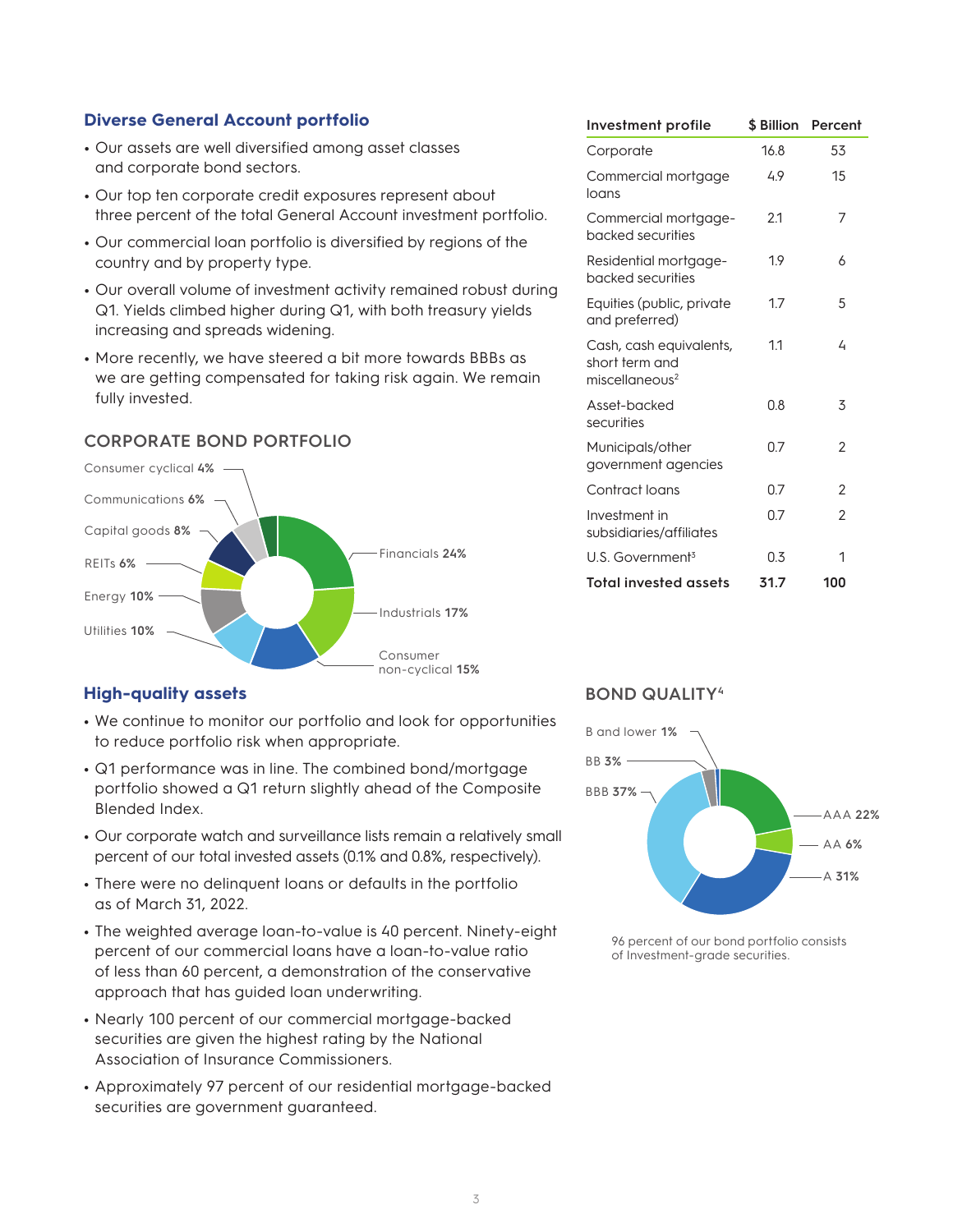## Diverse General Account portfolio

- Our assets are well diversified among asset classes and corporate bond sectors.
- Our top ten corporate credit exposures represent about three percent of the total General Account investment portfolio.
- Our commercial loan portfolio is diversified by regions of the country and by property type.
- Our overall volume of investment activity remained robust during Q1. Yields climbed higher during Q1, with both treasury yields increasing and spreads widening.
- More recently, we have steered a bit more towards BBBs as we are getting compensated for taking risk again. We remain fully invested.

### CORPORATE BOND PORTFOLIO

Consumer cyclical **4%**
Communications **6%**
Capital goods **8%**
REITs **6%**
Energy **10%**
Utilities **10%**
Financials **24%**
Industrials **17%**
Consumer non-cyclical **15%**

| Investment profile | $ Billion | Percent |
|---|---|---|
| Corporate | 16.8 | 53 |
| Commercial mortgage loans | 4.9 | 15 |
| Commercial mortgage-backed securities | 2.1 | 7 |
| Residential mortgage-backed securities | 1.9 | 6 |
| Equities (public, private and preferred) | 1.7 | 5 |
| Cash, cash equivalents, short term and miscellaneous[2] | 1.1 | 4 |
| Asset-backed securities | 0.8 | 3 |
| Municipals/other government agencies | 0.7 | 2 |
| Contract loans | 0.7 | 2 |
| Investment in subsidiaries/affiliates | 0.7 | 2 |
| U.S. Government[3] | 0.3 | 1 |
| **Total invested assets** | **31.7** | **100** |

## High-quality assets

- We continue to monitor our portfolio and look for opportunities to reduce portfolio risk when appropriate.
- Q1 performance was in line. The combined bond/mortgage portfolio showed a Q1 return slightly ahead of the Composite Blended Index.
- Our corporate watch and surveillance lists remain a relatively small percent of our total invested assets (0.1% and 0.8%, respectively).
- There were no delinquent loans or defaults in the portfolio as of March 31, 2022.
- The weighted average loan-to-value is 40 percent. Ninety-eight percent of our commercial loans have a loan-to-value ratio of less than 60 percent, a demonstration of the conservative approach that has guided loan underwriting.
- Nearly 100 percent of our commercial mortgage-backed securities are given the highest rating by the National Association of Insurance Commissioners.
- Approximately 97 percent of our residential mortgage-backed securities are government guaranteed.

### BOND QUALITY[4]

B and lower **1%**
BB **3%**
BBB **37%**
AAA **22%**
AA **6%**
A **31%**

96 percent of our bond portfolio consists of Investment-grade securities.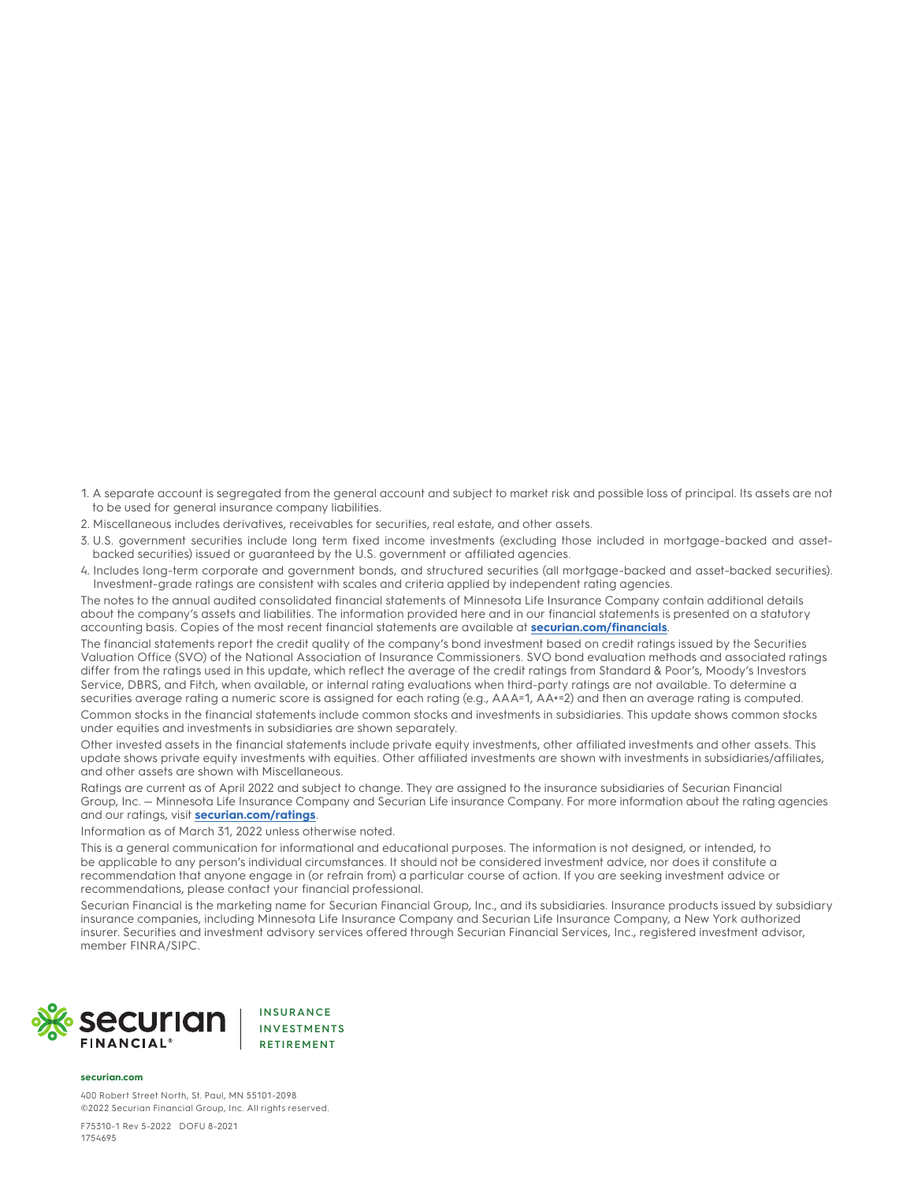1. A separate account is segregated from the general account and subject to market risk and possible loss of principal. Its assets are not to be used for general insurance company liabilities.
2. Miscellaneous includes derivatives, receivables for securities, real estate, and other assets.
3. U.S. government securities include long term fixed income investments (excluding those included in mortgage-backed and asset-backed securities) issued or guaranteed by the U.S. government or affiliated agencies.
4. Includes long-term corporate and government bonds, and structured securities (all mortgage-backed and asset-backed securities). Investment-grade ratings are consistent with scales and criteria applied by independent rating agencies.

The notes to the annual audited consolidated financial statements of Minnesota Life Insurance Company contain additional details about the company's assets and liabilities. The information provided here and in our financial statements is presented on a statutory accounting basis. Copies of the most recent financial statements are available at **securian.com/financials**.

The financial statements report the credit quality of the company's bond investment based on credit ratings issued by the Securities Valuation Office (SVO) of the National Association of Insurance Commissioners. SVO bond evaluation methods and associated ratings differ from the ratings used in this update, which reflect the average of the credit ratings from Standard & Poor's, Moody's Investors Service, DBRS, and Fitch, when available, or internal rating evaluations when third-party ratings are not available. To determine a securities average rating a numeric score is assigned for each rating (e.g., AAA=1, AA+=2) and then an average rating is computed.

Common stocks in the financial statements include common stocks and investments in subsidiaries. This update shows common stocks under equities and investments in subsidiaries are shown separately.

Other invested assets in the financial statements include private equity investments, other affiliated investments and other assets. This update shows private equity investments with equities. Other affiliated investments are shown with investments in subsidiaries/affiliates, and other assets are shown with Miscellaneous.

Ratings are current as of April 2022 and subject to change. They are assigned to the insurance subsidiaries of Securian Financial Group, Inc. — Minnesota Life Insurance Company and Securian Life insurance Company. For more information about the rating agencies and our ratings, visit **securian.com/ratings**.

Information as of March 31, 2022 unless otherwise noted.

This is a general communication for informational and educational purposes. The information is not designed, or intended, to be applicable to any person's individual circumstances. It should not be considered investment advice, nor does it constitute a recommendation that anyone engage in (or refrain from) a particular course of action. If you are seeking investment advice or recommendations, please contact your financial professional.

Securian Financial is the marketing name for Securian Financial Group, Inc., and its subsidiaries. Insurance products issued by subsidiary insurance companies, including Minnesota Life Insurance Company and Securian Life Insurance Company, a New York authorized insurer. Securities and investment advisory services offered through Securian Financial Services, Inc., registered investment advisor, member FINRA/SIPC.

Securian FINANCIAL®

INSURANCE
INVESTMENTS
RETIREMENT

**securian.com**

400 Robert Street North, St. Paul, MN 55101-2098
©2022 Securian Financial Group, Inc. All rights reserved.

F75310-1 Rev 5-2022 DOFU 8-2021
1754695